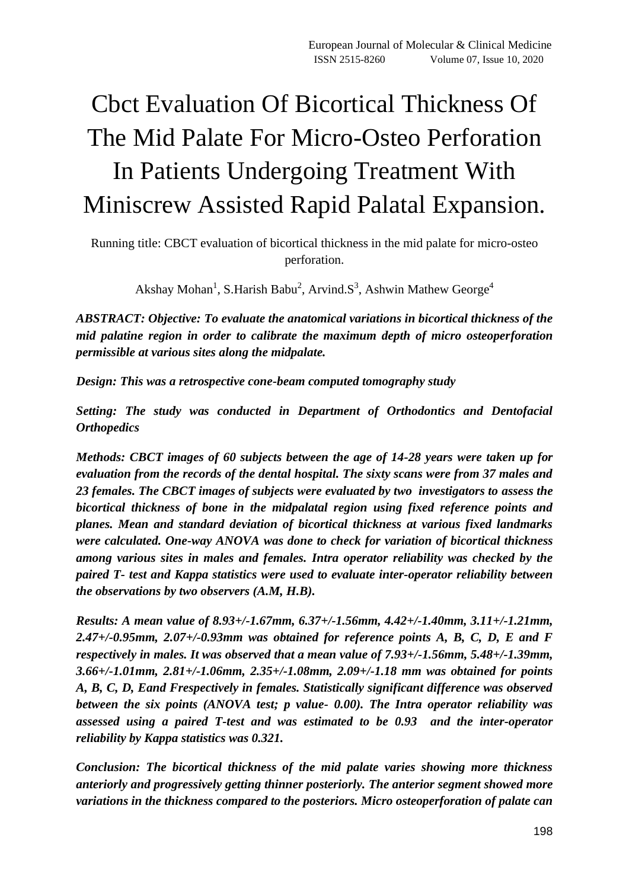# Cbct Evaluation Of Bicortical Thickness Of The Mid Palate For Micro-Osteo Perforation In Patients Undergoing Treatment With Miniscrew Assisted Rapid Palatal Expansion.

Running title: CBCT evaluation of bicortical thickness in the mid palate for micro-osteo perforation.

Akshay Mohan[1], S.Harish Babu[2], Arvind.S[3], Ashwin Mathew George[4]

***ABSTRACT: Objective: To evaluate the anatomical variations in bicortical thickness of the mid palatine region in order to calibrate the maximum depth of micro osteoperforation permissible at various sites along the midpalate.***

***Design: This was a retrospective cone-beam computed tomography study***

***Setting: The study was conducted in Department of Orthodontics and Dentofacial Orthopedics***

***Methods: CBCT images of 60 subjects between the age of 14-28 years were taken up for evaluation from the records of the dental hospital. The sixty scans were from 37 males and 23 females. The CBCT images of subjects were evaluated by two investigators to assess the bicortical thickness of bone in the midpalatal region using fixed reference points and planes. Mean and standard deviation of bicortical thickness at various fixed landmarks were calculated. One-way ANOVA was done to check for variation of bicortical thickness among various sites in males and females. Intra operator reliability was checked by the paired T- test and Kappa statistics were used to evaluate inter-operator reliability between the observations by two observers (A.M, H.B).***

***Results: A mean value of 8.93+/-1.67mm, 6.37+/-1.56mm, 4.42+/-1.40mm, 3.11+/-1.21mm, 2.47+/-0.95mm, 2.07+/-0.93mm was obtained for reference points A, B, C, D, E and F respectively in males. It was observed that a mean value of 7.93+/-1.56mm, 5.48+/-1.39mm, 3.66+/-1.01mm, 2.81+/-1.06mm, 2.35+/-1.08mm, 2.09+/-1.18 mm was obtained for points A, B, C, D, Eand Frespectively in females. Statistically significant difference was observed between the six points (ANOVA test; p value- 0.00). The Intra operator reliability was assessed using a paired T-test and was estimated to be 0.93 and the inter-operator reliability by Kappa statistics was 0.321.***

***Conclusion: The bicortical thickness of the mid palate varies showing more thickness anteriorly and progressively getting thinner posteriorly. The anterior segment showed more variations in the thickness compared to the posteriors. Micro osteoperforation of palate can***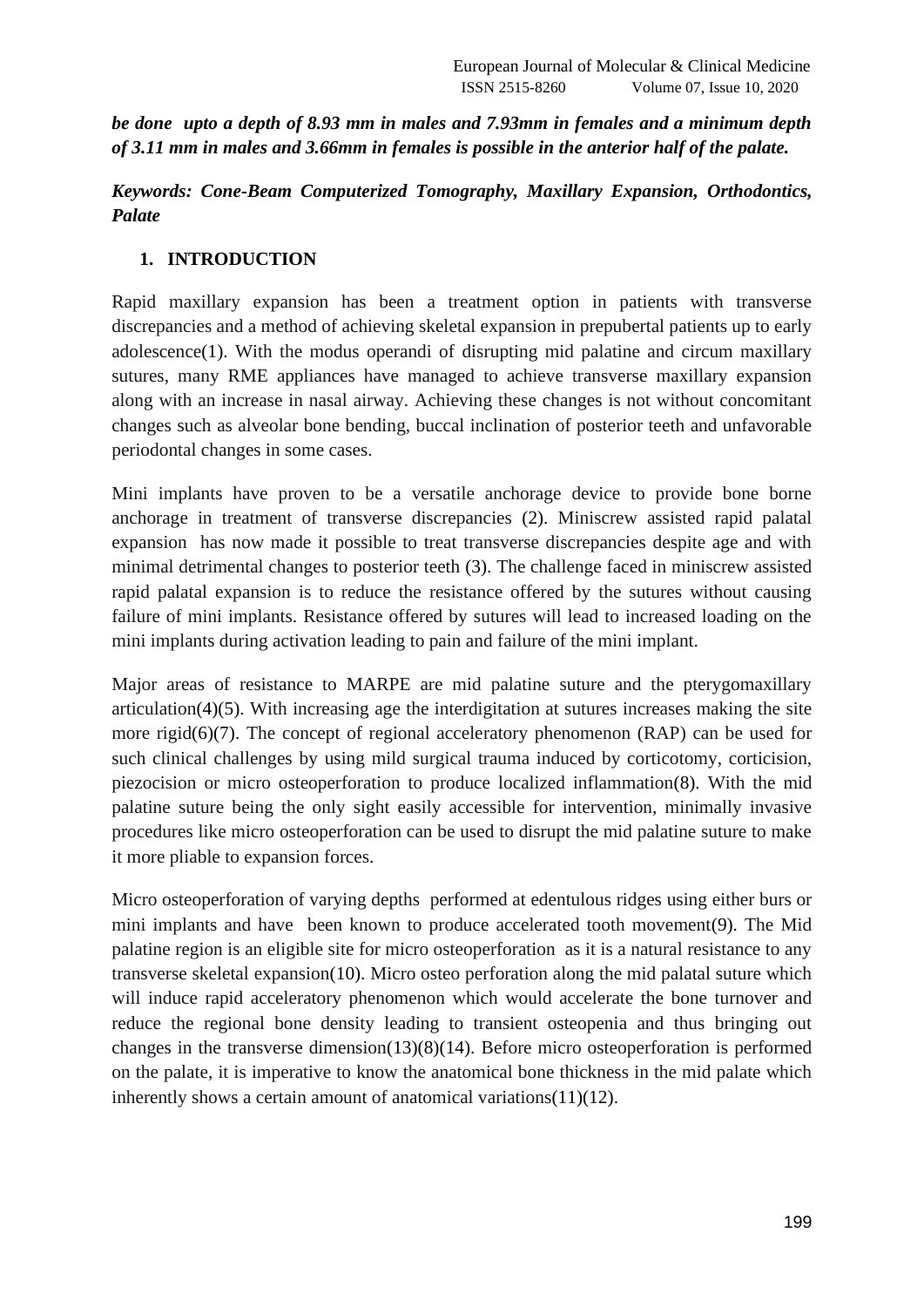***be done upto a depth of 8.93 mm in males and 7.93mm in females and a minimum depth of 3.11 mm in males and 3.66mm in females is possible in the anterior half of the palate.***

***Keywords: Cone-Beam Computerized Tomography, Maxillary Expansion, Orthodontics, Palate***

## 1. INTRODUCTION

Rapid maxillary expansion has been a treatment option in patients with transverse discrepancies and a method of achieving skeletal expansion in prepubertal patients up to early adolescence(1). With the modus operandi of disrupting mid palatine and circum maxillary sutures, many RME appliances have managed to achieve transverse maxillary expansion along with an increase in nasal airway. Achieving these changes is not without concomitant changes such as alveolar bone bending, buccal inclination of posterior teeth and unfavorable periodontal changes in some cases.

Mini implants have proven to be a versatile anchorage device to provide bone borne anchorage in treatment of transverse discrepancies (2). Miniscrew assisted rapid palatal expansion has now made it possible to treat transverse discrepancies despite age and with minimal detrimental changes to posterior teeth (3). The challenge faced in miniscrew assisted rapid palatal expansion is to reduce the resistance offered by the sutures without causing failure of mini implants. Resistance offered by sutures will lead to increased loading on the mini implants during activation leading to pain and failure of the mini implant.

Major areas of resistance to MARPE are mid palatine suture and the pterygomaxillary articulation(4)(5). With increasing age the interdigitation at sutures increases making the site more rigid(6)(7). The concept of regional acceleratory phenomenon (RAP) can be used for such clinical challenges by using mild surgical trauma induced by corticotomy, corticision, piezocision or micro osteoperforation to produce localized inflammation(8). With the mid palatine suture being the only sight easily accessible for intervention, minimally invasive procedures like micro osteoperforation can be used to disrupt the mid palatine suture to make it more pliable to expansion forces.

Micro osteoperforation of varying depths performed at edentulous ridges using either burs or mini implants and have been known to produce accelerated tooth movement(9). The Mid palatine region is an eligible site for micro osteoperforation as it is a natural resistance to any transverse skeletal expansion(10). Micro osteo perforation along the mid palatal suture which will induce rapid acceleratory phenomenon which would accelerate the bone turnover and reduce the regional bone density leading to transient osteopenia and thus bringing out changes in the transverse dimension(13)(8)(14). Before micro osteoperforation is performed on the palate, it is imperative to know the anatomical bone thickness in the mid palate which inherently shows a certain amount of anatomical variations(11)(12).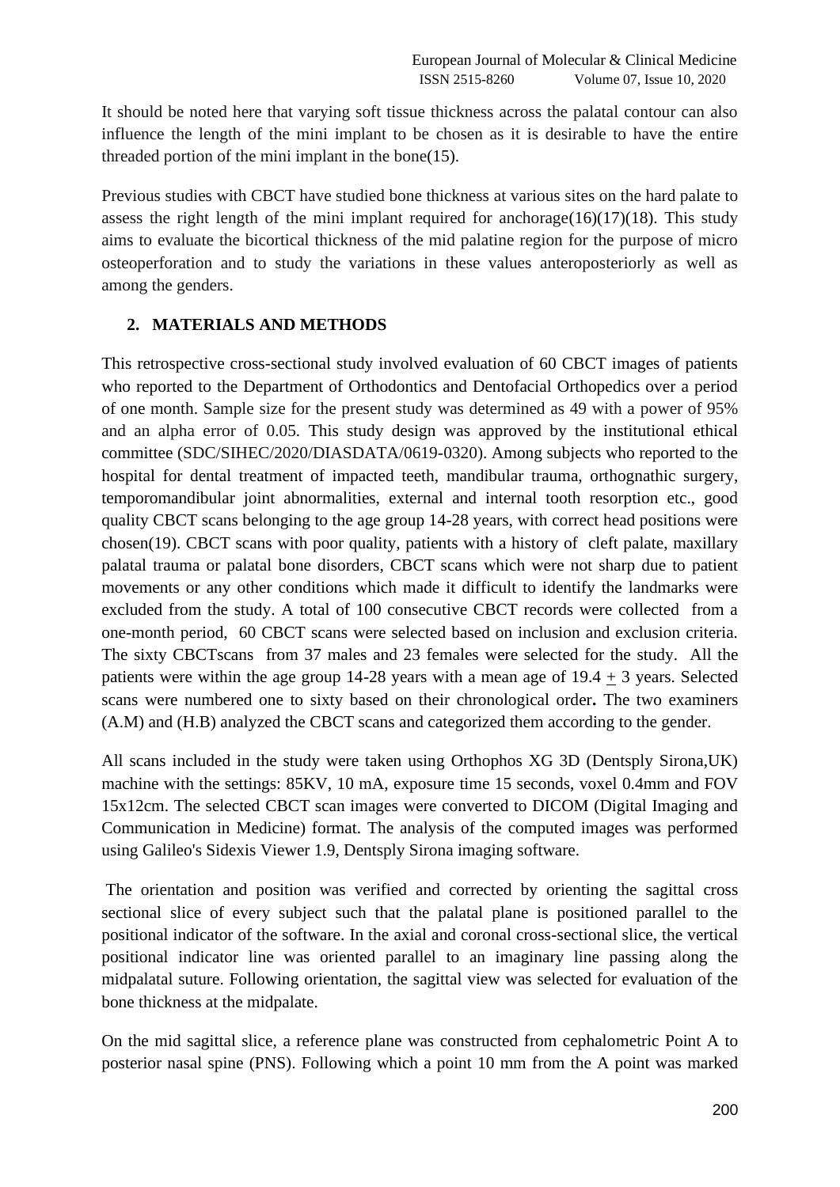It should be noted here that varying soft tissue thickness across the palatal contour can also influence the length of the mini implant to be chosen as it is desirable to have the entire threaded portion of the mini implant in the bone(15).

Previous studies with CBCT have studied bone thickness at various sites on the hard palate to assess the right length of the mini implant required for anchorage(16)(17)(18). This study aims to evaluate the bicortical thickness of the mid palatine region for the purpose of micro osteoperforation and to study the variations in these values anteroposteriorly as well as among the genders.

## 2. MATERIALS AND METHODS

This retrospective cross-sectional study involved evaluation of 60 CBCT images of patients who reported to the Department of Orthodontics and Dentofacial Orthopedics over a period of one month. Sample size for the present study was determined as 49 with a power of 95% and an alpha error of 0.05. This study design was approved by the institutional ethical committee (SDC/SIHEC/2020/DIASDATA/0619-0320). Among subjects who reported to the hospital for dental treatment of impacted teeth, mandibular trauma, orthognathic surgery, temporomandibular joint abnormalities, external and internal tooth resorption etc., good quality CBCT scans belonging to the age group 14-28 years, with correct head positions were chosen(19). CBCT scans with poor quality, patients with a history of cleft palate, maxillary palatal trauma or palatal bone disorders, CBCT scans which were not sharp due to patient movements or any other conditions which made it difficult to identify the landmarks were excluded from the study. A total of 100 consecutive CBCT records were collected from a one-month period, 60 CBCT scans were selected based on inclusion and exclusion criteria. The sixty CBCTscans from 37 males and 23 females were selected for the study. All the patients were within the age group 14-28 years with a mean age of 19.4 $\pm$ 3 years. Selected scans were numbered one to sixty based on their chronological order**.** The two examiners (A.M) and (H.B) analyzed the CBCT scans and categorized them according to the gender.

All scans included in the study were taken using Orthophos XG 3D (Dentsply Sirona,UK) machine with the settings: 85KV, 10 mA, exposure time 15 seconds, voxel 0.4mm and FOV 15x12cm. The selected CBCT scan images were converted to DICOM (Digital Imaging and Communication in Medicine) format. The analysis of the computed images was performed using Galileo's Sidexis Viewer 1.9, Dentsply Sirona imaging software.

The orientation and position was verified and corrected by orienting the sagittal cross sectional slice of every subject such that the palatal plane is positioned parallel to the positional indicator of the software. In the axial and coronal cross-sectional slice, the vertical positional indicator line was oriented parallel to an imaginary line passing along the midpalatal suture. Following orientation, the sagittal view was selected for evaluation of the bone thickness at the midpalate.

On the mid sagittal slice, a reference plane was constructed from cephalometric Point A to posterior nasal spine (PNS). Following which a point 10 mm from the A point was marked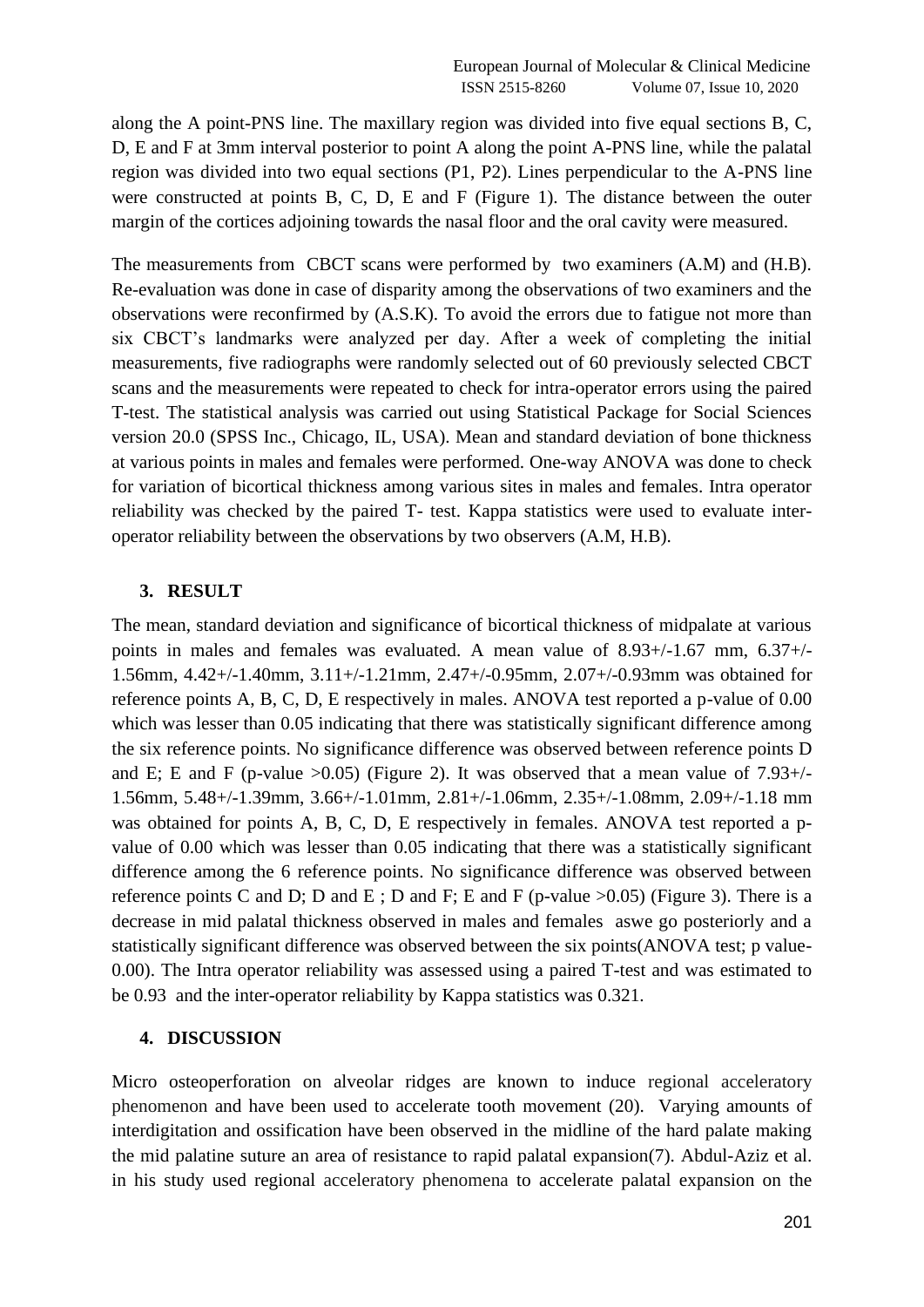along the A point-PNS line. The maxillary region was divided into five equal sections B, C, D, E and F at 3mm interval posterior to point A along the point A-PNS line, while the palatal region was divided into two equal sections (P1, P2). Lines perpendicular to the A-PNS line were constructed at points B, C, D, E and F (Figure 1). The distance between the outer margin of the cortices adjoining towards the nasal floor and the oral cavity were measured.

The measurements from CBCT scans were performed by two examiners (A.M) and (H.B). Re-evaluation was done in case of disparity among the observations of two examiners and the observations were reconfirmed by (A.S.K). To avoid the errors due to fatigue not more than six CBCT's landmarks were analyzed per day. After a week of completing the initial measurements, five radiographs were randomly selected out of 60 previously selected CBCT scans and the measurements were repeated to check for intra-operator errors using the paired T-test. The statistical analysis was carried out using Statistical Package for Social Sciences version 20.0 (SPSS Inc., Chicago, IL, USA). Mean and standard deviation of bone thickness at various points in males and females were performed. One-way ANOVA was done to check for variation of bicortical thickness among various sites in males and females. Intra operator reliability was checked by the paired T- test. Kappa statistics were used to evaluate inter-operator reliability between the observations by two observers (A.M, H.B).

## 3. RESULT

The mean, standard deviation and significance of bicortical thickness of midpalate at various points in males and females was evaluated. A mean value of 8.93+/-1.67 mm, 6.37+/-1.56mm, 4.42+/-1.40mm, 3.11+/-1.21mm, 2.47+/-0.95mm, 2.07+/-0.93mm was obtained for reference points A, B, C, D, E respectively in males. ANOVA test reported a p-value of 0.00 which was lesser than 0.05 indicating that there was statistically significant difference among the six reference points. No significance difference was observed between reference points D and E; E and F (p-value >0.05) (Figure 2). It was observed that a mean value of 7.93+/-1.56mm, 5.48+/-1.39mm, 3.66+/-1.01mm, 2.81+/-1.06mm, 2.35+/-1.08mm, 2.09+/-1.18 mm was obtained for points A, B, C, D, E respectively in females. ANOVA test reported a p-value of 0.00 which was lesser than 0.05 indicating that there was a statistically significant difference among the 6 reference points. No significance difference was observed between reference points C and D; D and E ; D and F; E and F (p-value >0.05) (Figure 3). There is a decrease in mid palatal thickness observed in males and females aswe go posteriorly and a statistically significant difference was observed between the six points(ANOVA test; p value-0.00). The Intra operator reliability was assessed using a paired T-test and was estimated to be 0.93 and the inter-operator reliability by Kappa statistics was 0.321.

## 4. DISCUSSION

Micro osteoperforation on alveolar ridges are known to induce regional acceleratory phenomenon and have been used to accelerate tooth movement (20). Varying amounts of interdigitation and ossification have been observed in the midline of the hard palate making the mid palatine suture an area of resistance to rapid palatal expansion(7). Abdul-Aziz et al. in his study used regional acceleratory phenomena to accelerate palatal expansion on the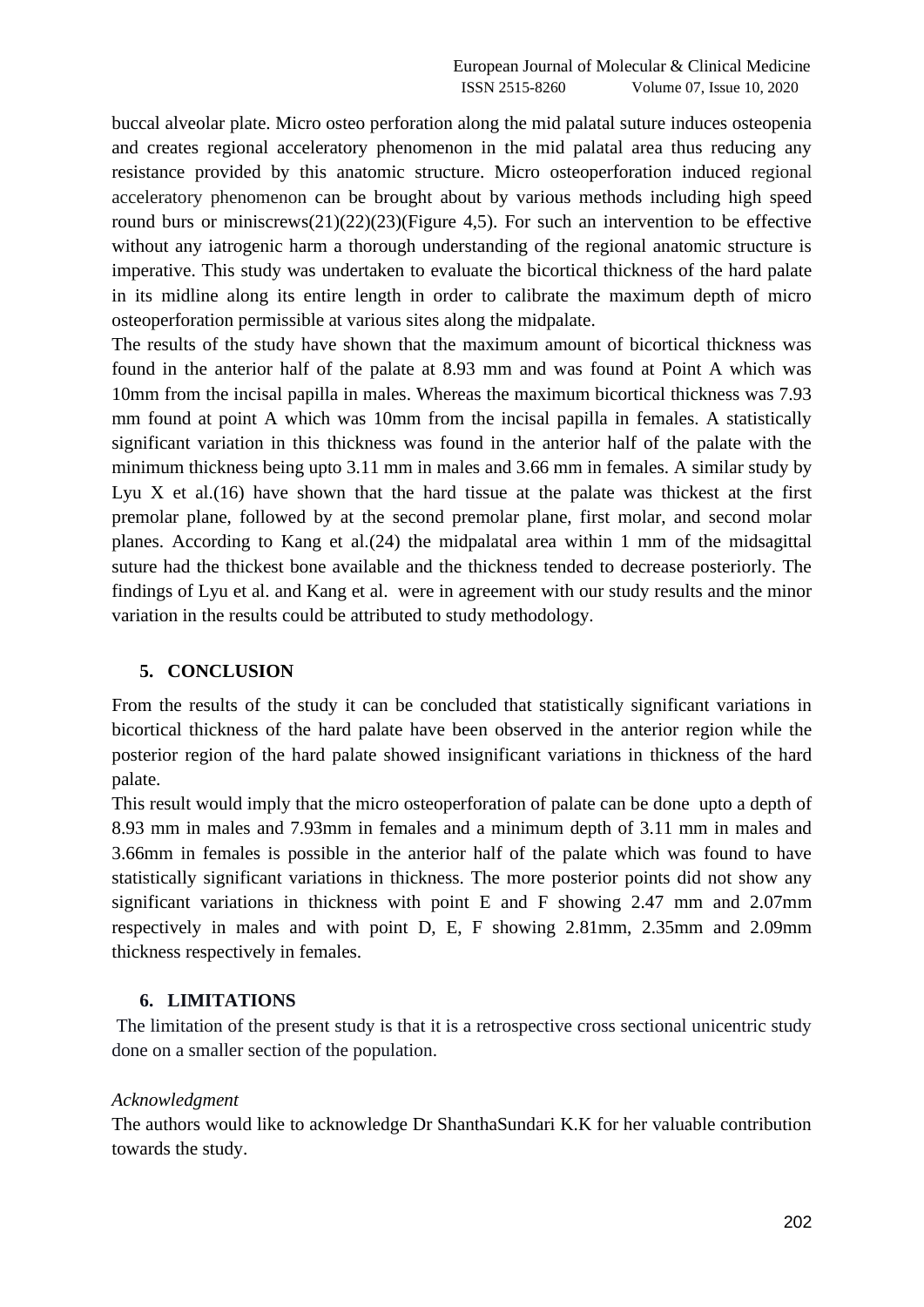buccal alveolar plate. Micro osteo perforation along the mid palatal suture induces osteopenia and creates regional acceleratory phenomenon in the mid palatal area thus reducing any resistance provided by this anatomic structure. Micro osteoperforation induced regional acceleratory phenomenon can be brought about by various methods including high speed round burs or miniscrews(21)(22)(23)(Figure 4,5). For such an intervention to be effective without any iatrogenic harm a thorough understanding of the regional anatomic structure is imperative. This study was undertaken to evaluate the bicortical thickness of the hard palate in its midline along its entire length in order to calibrate the maximum depth of micro osteoperforation permissible at various sites along the midpalate.

The results of the study have shown that the maximum amount of bicortical thickness was found in the anterior half of the palate at 8.93 mm and was found at Point A which was 10mm from the incisal papilla in males. Whereas the maximum bicortical thickness was 7.93 mm found at point A which was 10mm from the incisal papilla in females. A statistically significant variation in this thickness was found in the anterior half of the palate with the minimum thickness being upto 3.11 mm in males and 3.66 mm in females. A similar study by Lyu X et al.(16) have shown that the hard tissue at the palate was thickest at the first premolar plane, followed by at the second premolar plane, first molar, and second molar planes. According to Kang et al.(24) the midpalatal area within 1 mm of the midsagittal suture had the thickest bone available and the thickness tended to decrease posteriorly. The findings of Lyu et al. and Kang et al. were in agreement with our study results and the minor variation in the results could be attributed to study methodology.

## 5. CONCLUSION

From the results of the study it can be concluded that statistically significant variations in bicortical thickness of the hard palate have been observed in the anterior region while the posterior region of the hard palate showed insignificant variations in thickness of the hard palate.

This result would imply that the micro osteoperforation of palate can be done upto a depth of 8.93 mm in males and 7.93mm in females and a minimum depth of 3.11 mm in males and 3.66mm in females is possible in the anterior half of the palate which was found to have statistically significant variations in thickness. The more posterior points did not show any significant variations in thickness with point E and F showing 2.47 mm and 2.07mm respectively in males and with point D, E, F showing 2.81mm, 2.35mm and 2.09mm thickness respectively in females.

## 6. LIMITATIONS

The limitation of the present study is that it is a retrospective cross sectional unicentric study done on a smaller section of the population.

*Acknowledgment*

The authors would like to acknowledge Dr ShanthaSundari K.K for her valuable contribution towards the study.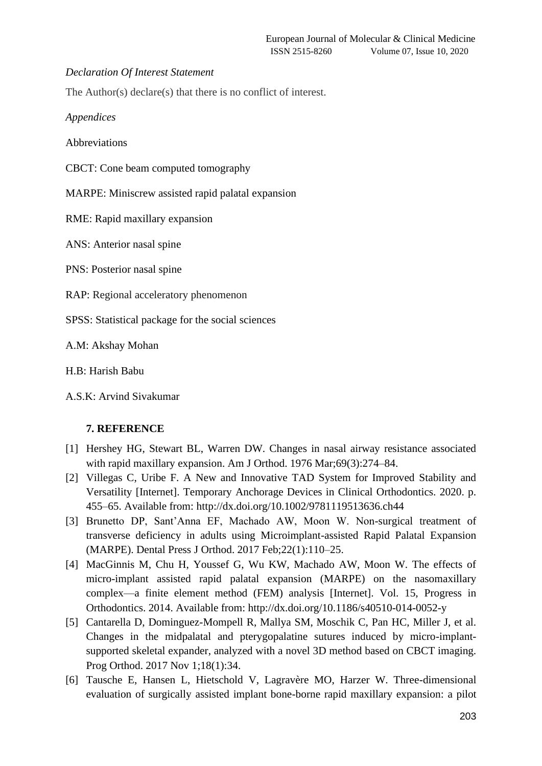*Declaration Of Interest Statement*

The Author(s) declare(s) that there is no conflict of interest.

*Appendices*

Abbreviations

CBCT: Cone beam computed tomography

MARPE: Miniscrew assisted rapid palatal expansion

RME: Rapid maxillary expansion

ANS: Anterior nasal spine

PNS: Posterior nasal spine

RAP: Regional acceleratory phenomenon

SPSS: Statistical package for the social sciences

A.M: Akshay Mohan

H.B: Harish Babu

A.S.K: Arvind Sivakumar

## 7. REFERENCE

[1] Hershey HG, Stewart BL, Warren DW. Changes in nasal airway resistance associated with rapid maxillary expansion. Am J Orthod. 1976 Mar;69(3):274–84.

[2] Villegas C, Uribe F. A New and Innovative TAD System for Improved Stability and Versatility [Internet]. Temporary Anchorage Devices in Clinical Orthodontics. 2020. p. 455–65. Available from: http://dx.doi.org/10.1002/9781119513636.ch44

[3] Brunetto DP, Sant'Anna EF, Machado AW, Moon W. Non-surgical treatment of transverse deficiency in adults using Microimplant-assisted Rapid Palatal Expansion (MARPE). Dental Press J Orthod. 2017 Feb;22(1):110–25.

[4] MacGinnis M, Chu H, Youssef G, Wu KW, Machado AW, Moon W. The effects of micro-implant assisted rapid palatal expansion (MARPE) on the nasomaxillary complex—a finite element method (FEM) analysis [Internet]. Vol. 15, Progress in Orthodontics. 2014. Available from: http://dx.doi.org/10.1186/s40510-014-0052-y

[5] Cantarella D, Dominguez-Mompell R, Mallya SM, Moschik C, Pan HC, Miller J, et al. Changes in the midpalatal and pterygopalatine sutures induced by micro-implant-supported skeletal expander, analyzed with a novel 3D method based on CBCT imaging. Prog Orthod. 2017 Nov 1;18(1):34.

[6] Tausche E, Hansen L, Hietschold V, Lagravère MO, Harzer W. Three-dimensional evaluation of surgically assisted implant bone-borne rapid maxillary expansion: a pilot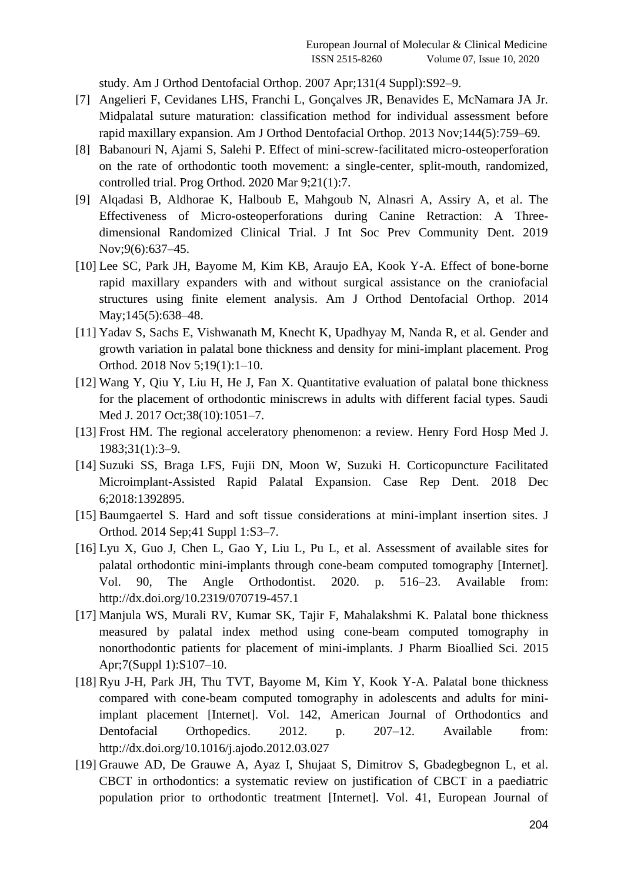study. Am J Orthod Dentofacial Orthop. 2007 Apr;131(4 Suppl):S92–9.

[7] Angelieri F, Cevidanes LHS, Franchi L, Gonçalves JR, Benavides E, McNamara JA Jr. Midpalatal suture maturation: classification method for individual assessment before rapid maxillary expansion. Am J Orthod Dentofacial Orthop. 2013 Nov;144(5):759–69.

[8] Babanouri N, Ajami S, Salehi P. Effect of mini-screw-facilitated micro-osteoperforation on the rate of orthodontic tooth movement: a single-center, split-mouth, randomized, controlled trial. Prog Orthod. 2020 Mar 9;21(1):7.

[9] Alqadasi B, Aldhorae K, Halboub E, Mahgoub N, Alnasri A, Assiry A, et al. The Effectiveness of Micro-osteoperforations during Canine Retraction: A Three-dimensional Randomized Clinical Trial. J Int Soc Prev Community Dent. 2019 Nov;9(6):637–45.

[10] Lee SC, Park JH, Bayome M, Kim KB, Araujo EA, Kook Y-A. Effect of bone-borne rapid maxillary expanders with and without surgical assistance on the craniofacial structures using finite element analysis. Am J Orthod Dentofacial Orthop. 2014 May;145(5):638–48.

[11] Yadav S, Sachs E, Vishwanath M, Knecht K, Upadhyay M, Nanda R, et al. Gender and growth variation in palatal bone thickness and density for mini-implant placement. Prog Orthod. 2018 Nov 5;19(1):1–10.

[12] Wang Y, Qiu Y, Liu H, He J, Fan X. Quantitative evaluation of palatal bone thickness for the placement of orthodontic miniscrews in adults with different facial types. Saudi Med J. 2017 Oct;38(10):1051–7.

[13] Frost HM. The regional acceleratory phenomenon: a review. Henry Ford Hosp Med J. 1983;31(1):3–9.

[14] Suzuki SS, Braga LFS, Fujii DN, Moon W, Suzuki H. Corticopuncture Facilitated Microimplant-Assisted Rapid Palatal Expansion. Case Rep Dent. 2018 Dec 6;2018:1392895.

[15] Baumgaertel S. Hard and soft tissue considerations at mini-implant insertion sites. J Orthod. 2014 Sep;41 Suppl 1:S3–7.

[16] Lyu X, Guo J, Chen L, Gao Y, Liu L, Pu L, et al. Assessment of available sites for palatal orthodontic mini-implants through cone-beam computed tomography [Internet]. Vol. 90, The Angle Orthodontist. 2020. p. 516–23. Available from: http://dx.doi.org/10.2319/070719-457.1

[17] Manjula WS, Murali RV, Kumar SK, Tajir F, Mahalakshmi K. Palatal bone thickness measured by palatal index method using cone-beam computed tomography in nonorthodontic patients for placement of mini-implants. J Pharm Bioallied Sci. 2015 Apr;7(Suppl 1):S107–10.

[18] Ryu J-H, Park JH, Thu TVT, Bayome M, Kim Y, Kook Y-A. Palatal bone thickness compared with cone-beam computed tomography in adolescents and adults for mini-implant placement [Internet]. Vol. 142, American Journal of Orthodontics and Dentofacial Orthopedics. 2012. p. 207–12. Available from: http://dx.doi.org/10.1016/j.ajodo.2012.03.027

[19] Grauwe AD, De Grauwe A, Ayaz I, Shujaat S, Dimitrov S, Gbadegbegnon L, et al. CBCT in orthodontics: a systematic review on justification of CBCT in a paediatric population prior to orthodontic treatment [Internet]. Vol. 41, European Journal of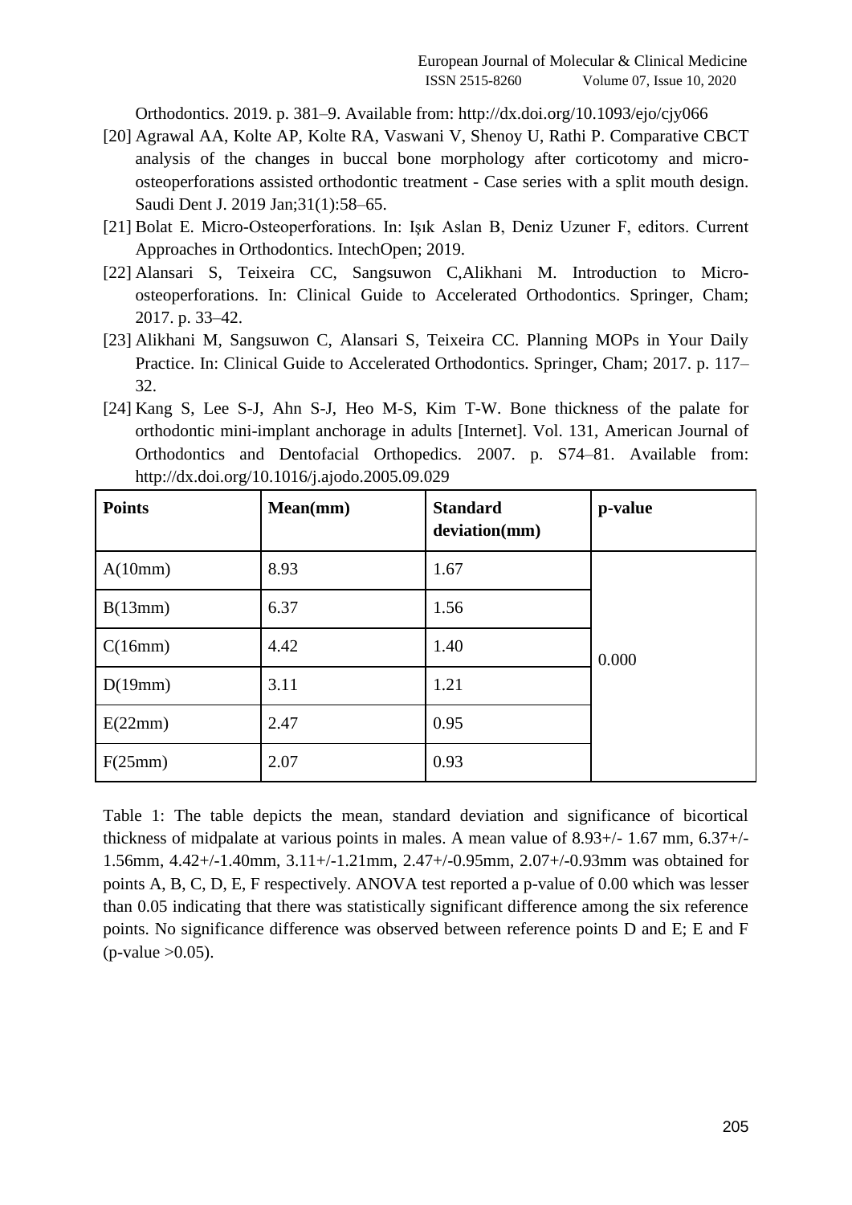Orthodontics. 2019. p. 381–9. Available from: http://dx.doi.org/10.1093/ejo/cjy066

[20] Agrawal AA, Kolte AP, Kolte RA, Vaswani V, Shenoy U, Rathi P. Comparative CBCT analysis of the changes in buccal bone morphology after corticotomy and micro-osteoperforations assisted orthodontic treatment - Case series with a split mouth design. Saudi Dent J. 2019 Jan;31(1):58–65.

[21] Bolat E. Micro-Osteoperforations. In: Işık Aslan B, Deniz Uzuner F, editors. Current Approaches in Orthodontics. IntechOpen; 2019.

[22] Alansari S, Teixeira CC, Sangsuwon C,Alikhani M. Introduction to Micro-osteoperforations. In: Clinical Guide to Accelerated Orthodontics. Springer, Cham; 2017. p. 33–42.

[23] Alikhani M, Sangsuwon C, Alansari S, Teixeira CC. Planning MOPs in Your Daily Practice. In: Clinical Guide to Accelerated Orthodontics. Springer, Cham; 2017. p. 117–32.

[24] Kang S, Lee S-J, Ahn S-J, Heo M-S, Kim T-W. Bone thickness of the palate for orthodontic mini-implant anchorage in adults [Internet]. Vol. 131, American Journal of Orthodontics and Dentofacial Orthopedics. 2007. p. S74–81. Available from: http://dx.doi.org/10.1016/j.ajodo.2005.09.029

| **Points** | **Mean(mm)** | **Standard deviation(mm)** | **p-value** |
|---|---|---|---|
| A(10mm) | 8.93 | 1.67 | 0.000 |
| B(13mm) | 6.37 | 1.56 | |
| C(16mm) | 4.42 | 1.40 | |
| D(19mm) | 3.11 | 1.21 | |
| E(22mm) | 2.47 | 0.95 | |
| F(25mm) | 2.07 | 0.93 | |

Table 1: The table depicts the mean, standard deviation and significance of bicortical thickness of midpalate at various points in males. A mean value of 8.93+/- 1.67 mm, 6.37+/-1.56mm, 4.42+/-1.40mm, 3.11+/-1.21mm, 2.47+/-0.95mm, 2.07+/-0.93mm was obtained for points A, B, C, D, E, F respectively. ANOVA test reported a p-value of 0.00 which was lesser than 0.05 indicating that there was statistically significant difference among the six reference points. No significance difference was observed between reference points D and E; E and F (p-value >0.05).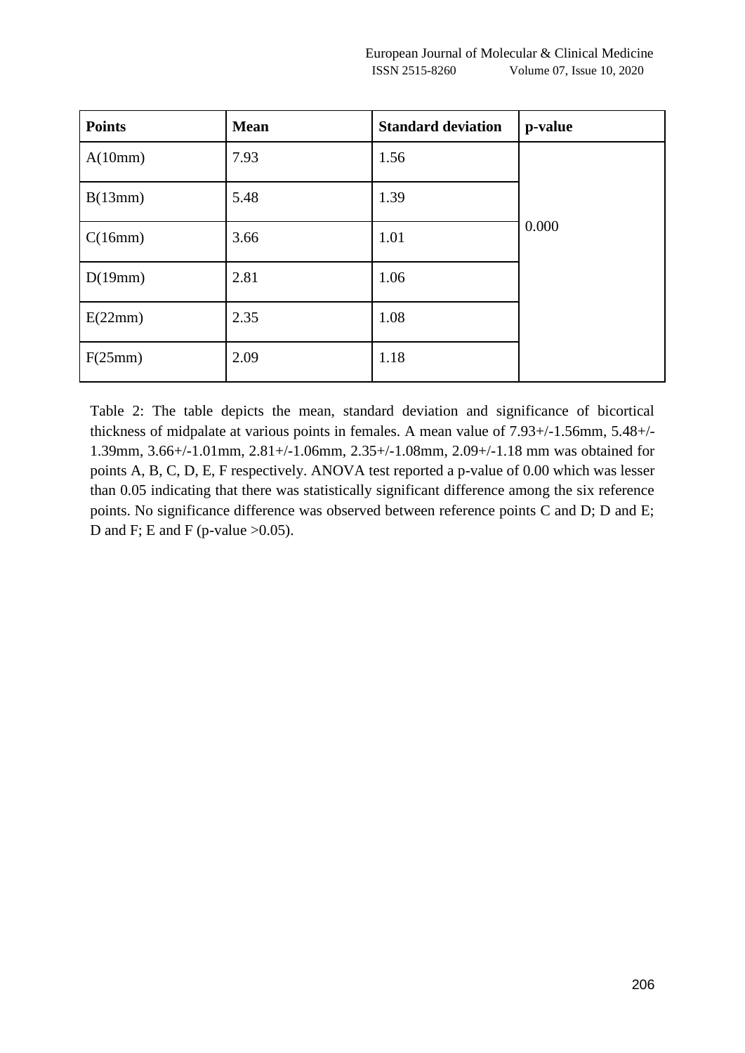| Points | Mean | Standard deviation | p-value |
|---|---|---|---|
| A(10mm) | 7.93 | 1.56 | 0.000 |
| B(13mm) | 5.48 | 1.39 | |
| C(16mm) | 3.66 | 1.01 | |
| D(19mm) | 2.81 | 1.06 | |
| E(22mm) | 2.35 | 1.08 | |
| F(25mm) | 2.09 | 1.18 | |

Table 2: The table depicts the mean, standard deviation and significance of bicortical thickness of midpalate at various points in females. A mean value of 7.93+/-1.56mm, 5.48+/-1.39mm, 3.66+/-1.01mm, 2.81+/-1.06mm, 2.35+/-1.08mm, 2.09+/-1.18 mm was obtained for points A, B, C, D, E, F respectively. ANOVA test reported a p-value of 0.00 which was lesser than 0.05 indicating that there was statistically significant difference among the six reference points. No significance difference was observed between reference points C and D; D and E; D and F; E and F (p-value >0.05).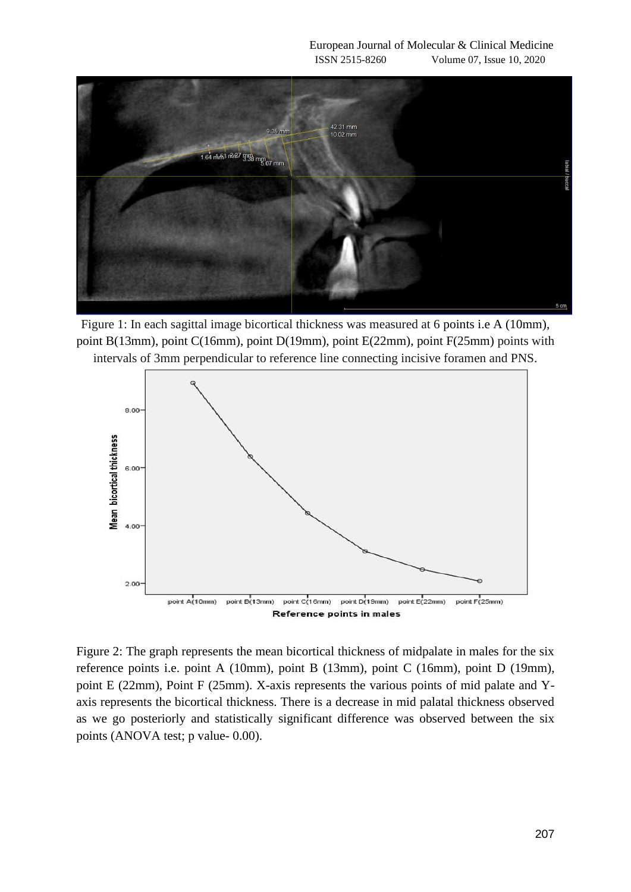Figure 1: In each sagittal image bicortical thickness was measured at 6 points i.e A (10mm), point B(13mm), point C(16mm), point D(19mm), point E(22mm), point F(25mm) points with intervals of 3mm perpendicular to reference line connecting incisive foramen and PNS.

Figure 2: The graph represents the mean bicortical thickness of midpalate in males for the six reference points i.e. point A (10mm), point B (13mm), point C (16mm), point D (19mm), point E (22mm), Point F (25mm). X-axis represents the various points of mid palate and Y-axis represents the bicortical thickness. There is a decrease in mid palatal thickness observed as we go posteriorly and statistically significant difference was observed between the six points (ANOVA test; p value- 0.00).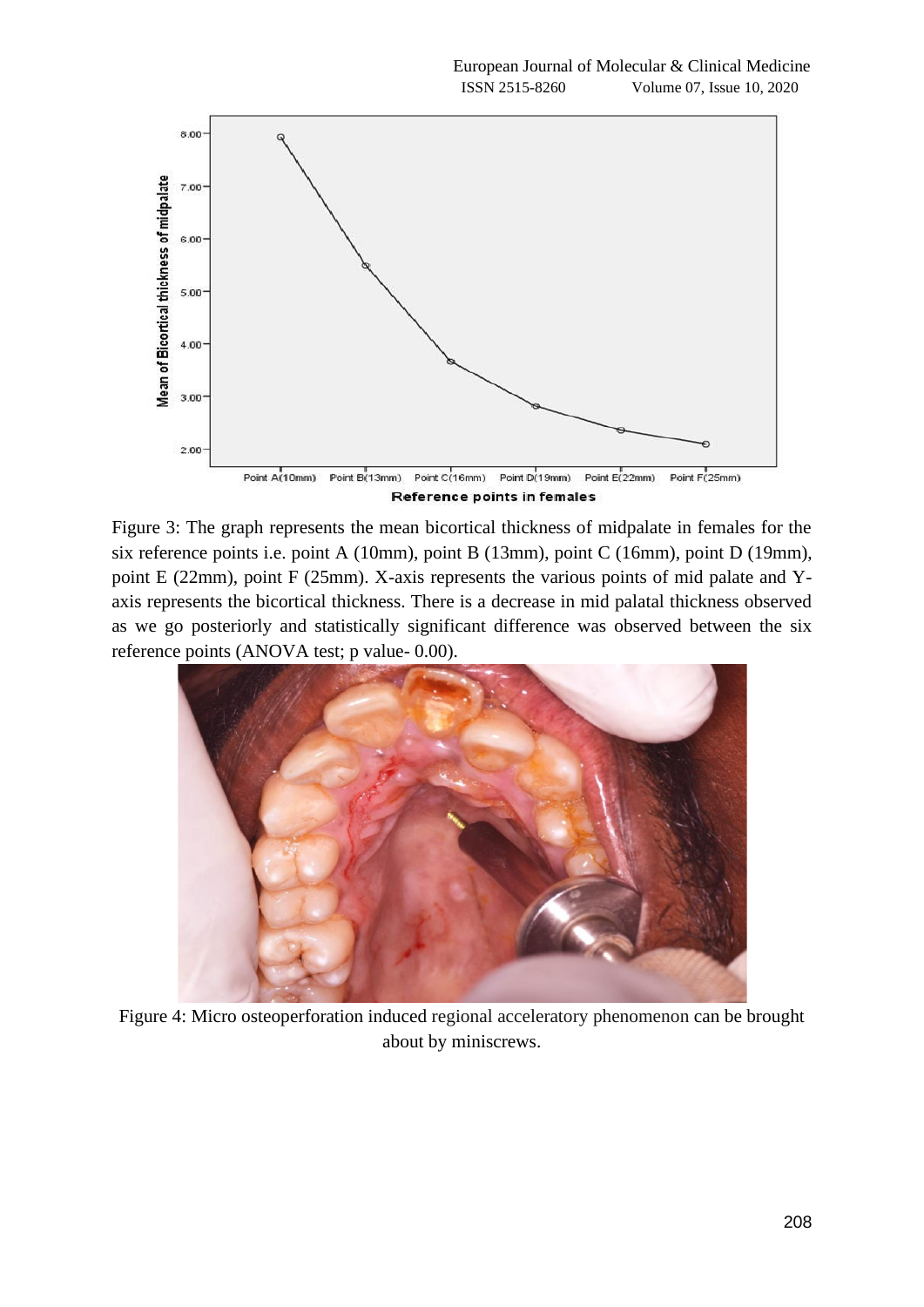Figure 3: The graph represents the mean bicortical thickness of midpalate in females for the six reference points i.e. point A (10mm), point B (13mm), point C (16mm), point D (19mm), point E (22mm), point F (25mm). X-axis represents the various points of mid palate and Y-axis represents the bicortical thickness. There is a decrease in mid palatal thickness observed as we go posteriorly and statistically significant difference was observed between the six reference points (ANOVA test; p value- 0.00).

Figure 4: Micro osteoperforation induced regional acceleratory phenomenon can be brought about by miniscrews.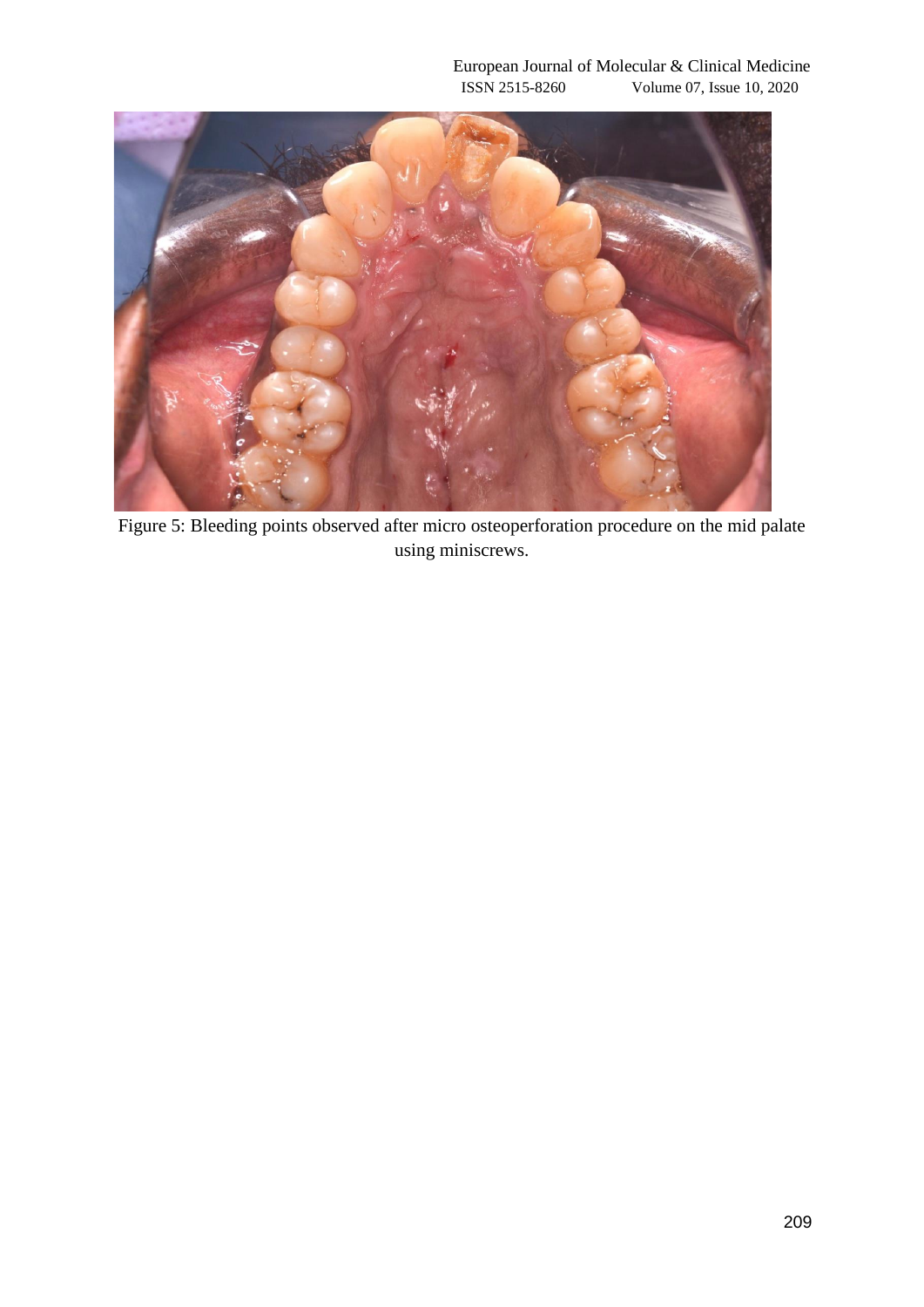Figure 5: Bleeding points observed after micro osteoperforation procedure on the mid palate using miniscrews.